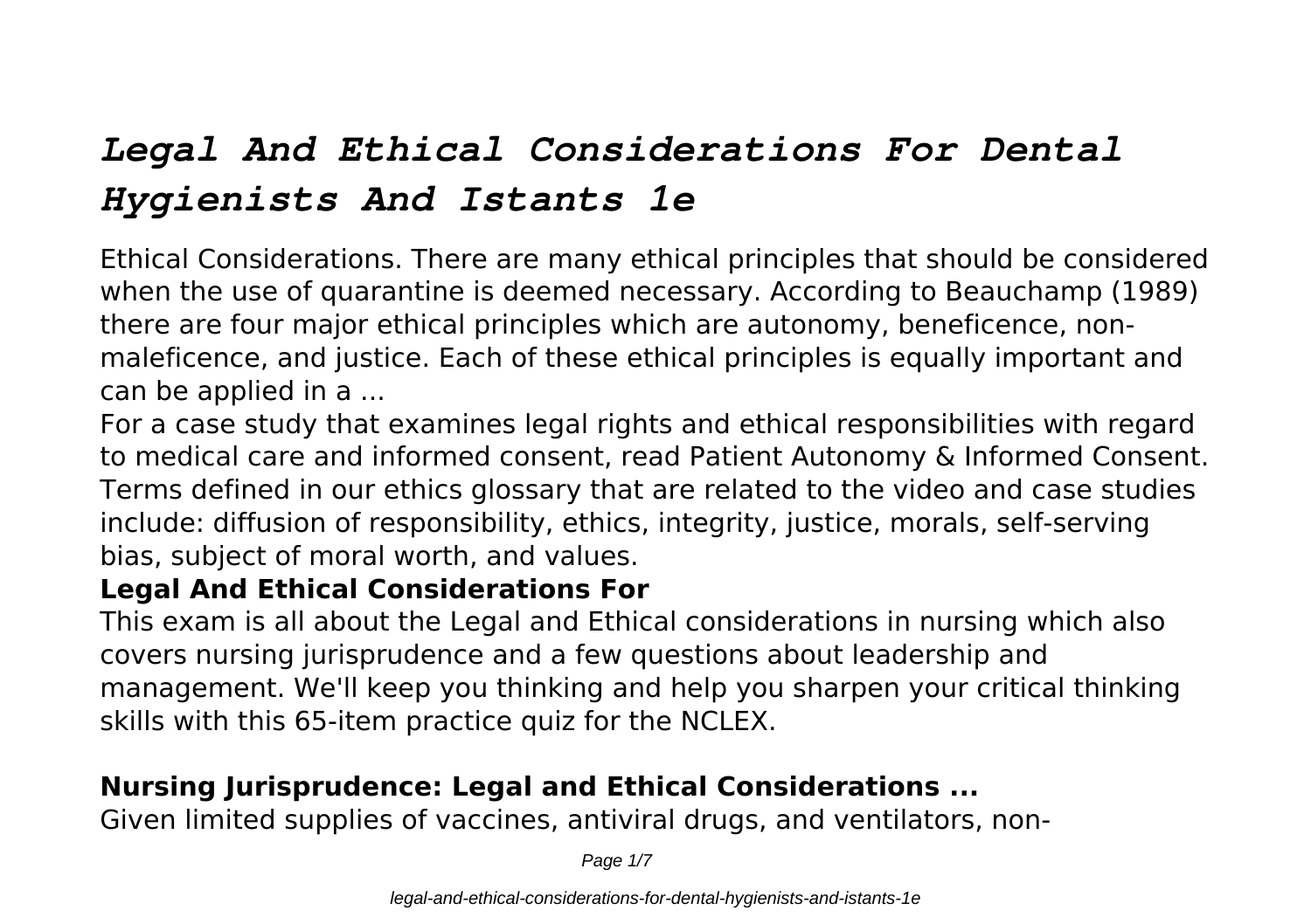# *Legal And Ethical Considerations For Dental Hygienists And Istants 1e*

Ethical Considerations. There are many ethical principles that should be considered when the use of quarantine is deemed necessary. According to Beauchamp (1989) there are four major ethical principles which are autonomy, beneficence, non-maleficence, and justice. Each of these ethical principles is equally important and can be applied in a ...

For a case study that examines legal rights and ethical responsibilities with regard to medical care and informed consent, read Patient Autonomy & Informed Consent. Terms defined in our ethics glossary that are related to the video and case studies include: diffusion of responsibility, ethics, integrity, justice, morals, self-serving bias, subject of moral worth, and values.

**Legal And Ethical Considerations For**

This exam is all about the Legal and Ethical considerations in nursing which also covers nursing jurisprudence and a few questions about leadership and management. We'll keep you thinking and help you sharpen your critical thinking skills with this 65-item practice quiz for the NCLEX.

**Nursing Jurisprudence: Legal and Ethical Considerations ...**

Given limited supplies of vaccines, antiviral drugs, and ventilators, non-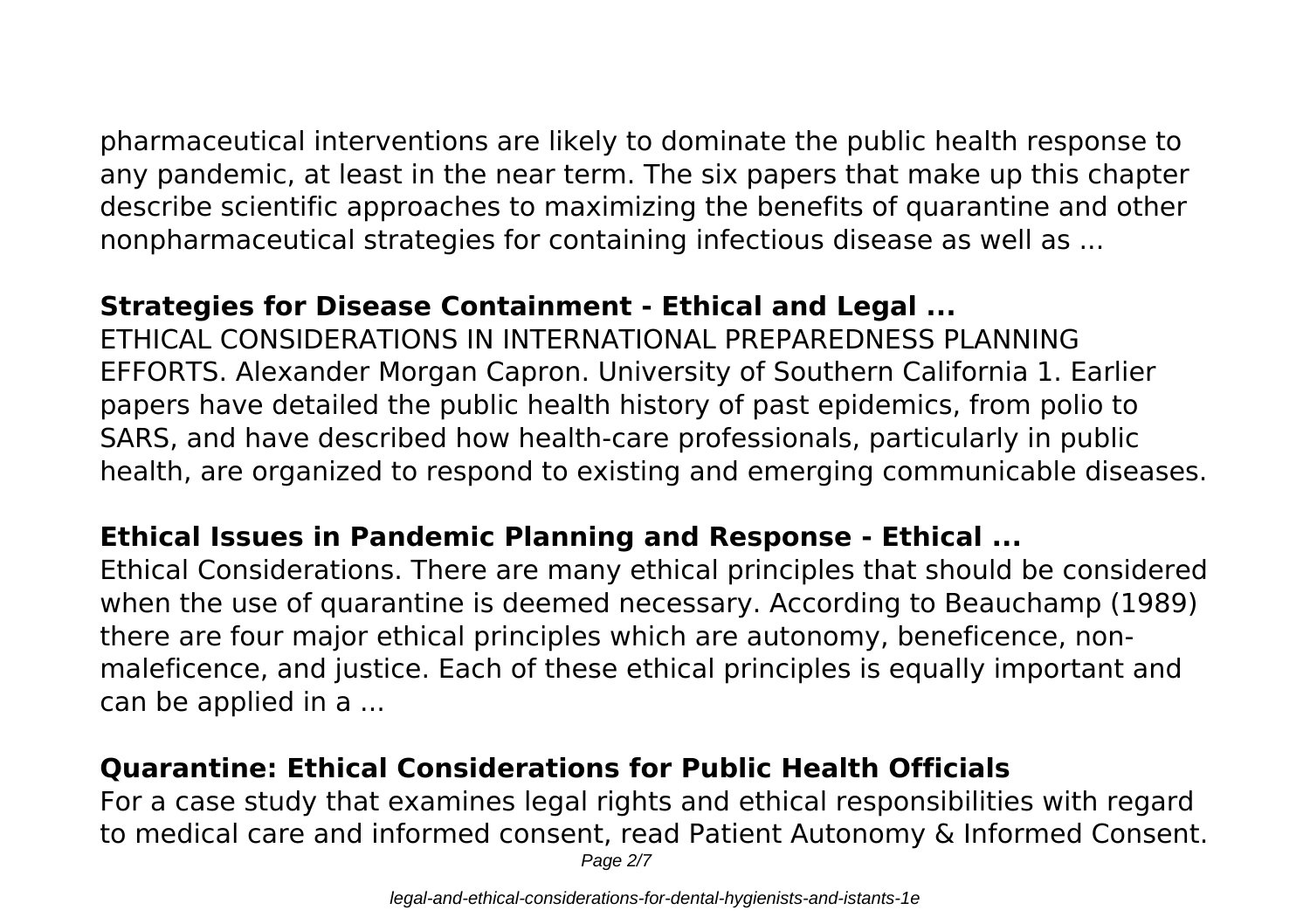pharmaceutical interventions are likely to dominate the public health response to any pandemic, at least in the near term. The six papers that make up this chapter describe scientific approaches to maximizing the benefits of quarantine and other nonpharmaceutical strategies for containing infectious disease as well as ...

## Strategies for Disease Containment - Ethical and Legal ...

ETHICAL CONSIDERATIONS IN INTERNATIONAL PREPAREDNESS PLANNING EFFORTS. Alexander Morgan Capron. University of Southern California 1. Earlier papers have detailed the public health history of past epidemics, from polio to SARS, and have described how health-care professionals, particularly in public health, are organized to respond to existing and emerging communicable diseases.

## Ethical Issues in Pandemic Planning and Response - Ethical ...

Ethical Considerations. There are many ethical principles that should be considered when the use of quarantine is deemed necessary. According to Beauchamp (1989) there are four major ethical principles which are autonomy, beneficence, non-maleficence, and justice. Each of these ethical principles is equally important and can be applied in a ...

## Quarantine: Ethical Considerations for Public Health Officials

For a case study that examines legal rights and ethical responsibilities with regard to medical care and informed consent, read Patient Autonomy & Informed Consent.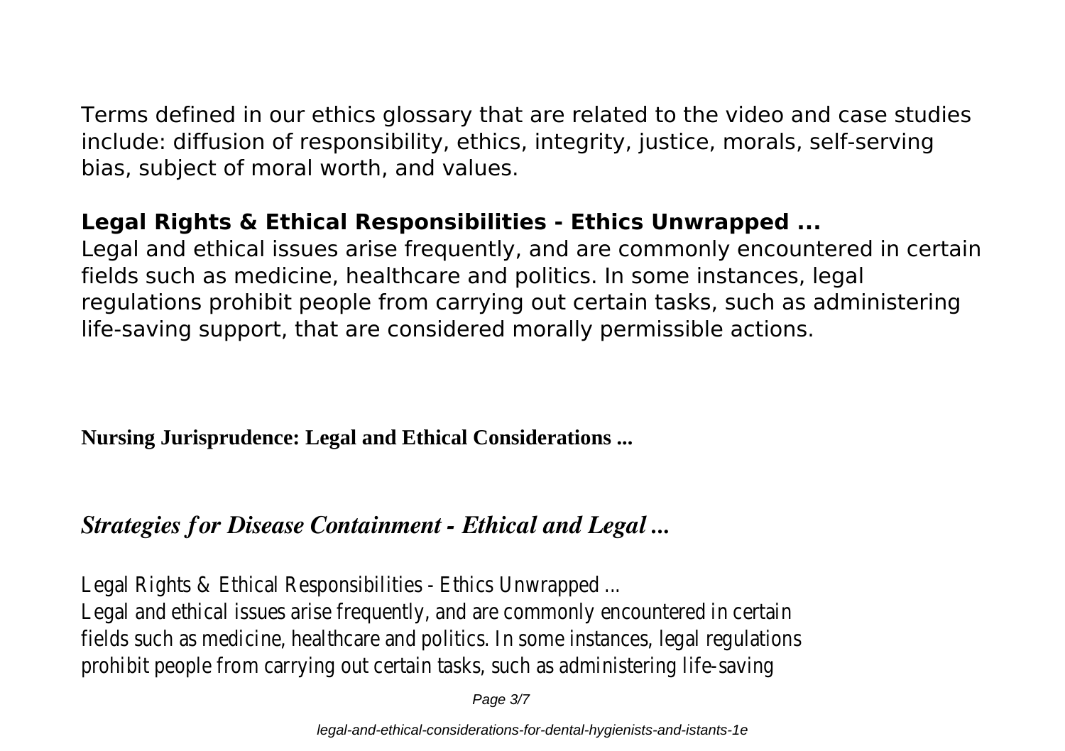Terms defined in our ethics glossary that are related to the video and case studies include: diffusion of responsibility, ethics, integrity, justice, morals, self-serving bias, subject of moral worth, and values.

## Legal Rights & Ethical Responsibilities - Ethics Unwrapped ...

Legal and ethical issues arise frequently, and are commonly encountered in certain fields such as medicine, healthcare and politics. In some instances, legal regulations prohibit people from carrying out certain tasks, such as administering life-saving support, that are considered morally permissible actions.

**Nursing Jurisprudence: Legal and Ethical Considerations ...**

## *Strategies for Disease Containment - Ethical and Legal ...*

Legal Rights & Ethical Responsibilities - Ethics Unwrapped ...
Legal and ethical issues arise frequently, and are commonly encountered in certain fields such as medicine, healthcare and politics. In some instances, legal regulations prohibit people from carrying out certain tasks, such as administering life-saving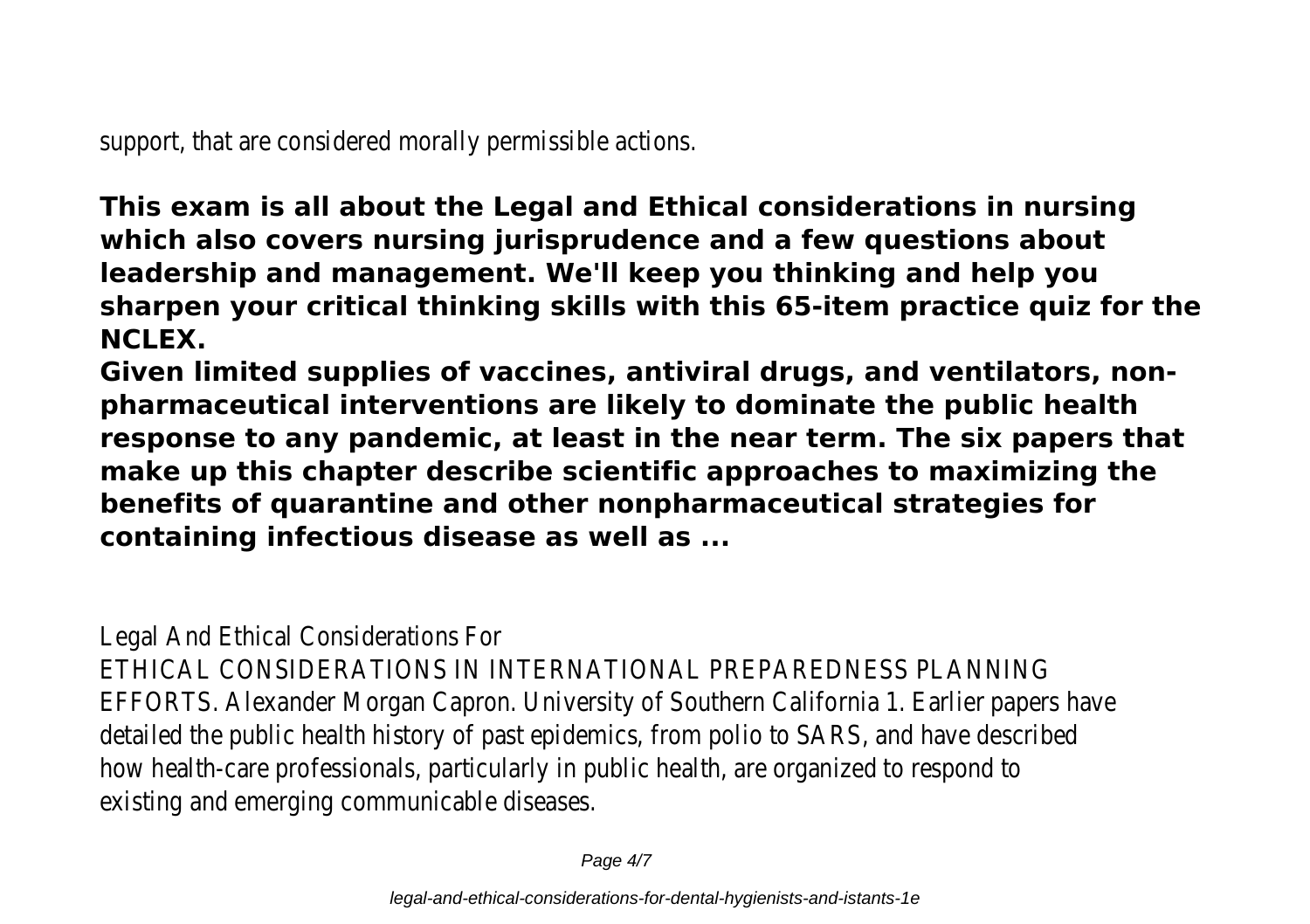support, that are considered morally permissible actions.

**This exam is all about the Legal and Ethical considerations in nursing which also covers nursing jurisprudence and a few questions about leadership and management. We'll keep you thinking and help you sharpen your critical thinking skills with this 65-item practice quiz for the NCLEX.**

**Given limited supplies of vaccines, antiviral drugs, and ventilators, non-pharmaceutical interventions are likely to dominate the public health response to any pandemic, at least in the near term. The six papers that make up this chapter describe scientific approaches to maximizing the benefits of quarantine and other nonpharmaceutical strategies for containing infectious disease as well as ...**

Legal And Ethical Considerations For

ETHICAL CONSIDERATIONS IN INTERNATIONAL PREPAREDNESS PLANNING EFFORTS. Alexander Morgan Capron. University of Southern California 1. Earlier papers have detailed the public health history of past epidemics, from polio to SARS, and have described how health-care professionals, particularly in public health, are organized to respond to existing and emerging communicable diseases.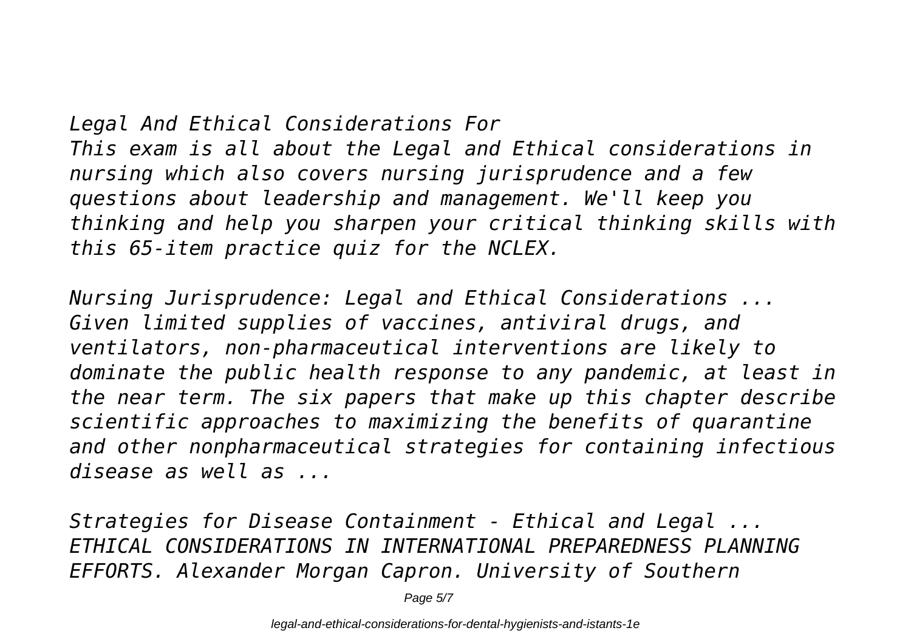*Legal And Ethical Considerations For*
*This exam is all about the Legal and Ethical considerations in nursing which also covers nursing jurisprudence and a few questions about leadership and management. We'll keep you thinking and help you sharpen your critical thinking skills with this 65-item practice quiz for the NCLEX.*

*Nursing Jurisprudence: Legal and Ethical Considerations ...*
*Given limited supplies of vaccines, antiviral drugs, and ventilators, non-pharmaceutical interventions are likely to dominate the public health response to any pandemic, at least in the near term. The six papers that make up this chapter describe scientific approaches to maximizing the benefits of quarantine and other nonpharmaceutical strategies for containing infectious disease as well as ...*

*Strategies for Disease Containment - Ethical and Legal ...*
*ETHICAL CONSIDERATIONS IN INTERNATIONAL PREPAREDNESS PLANNING EFFORTS. Alexander Morgan Capron. University of Southern*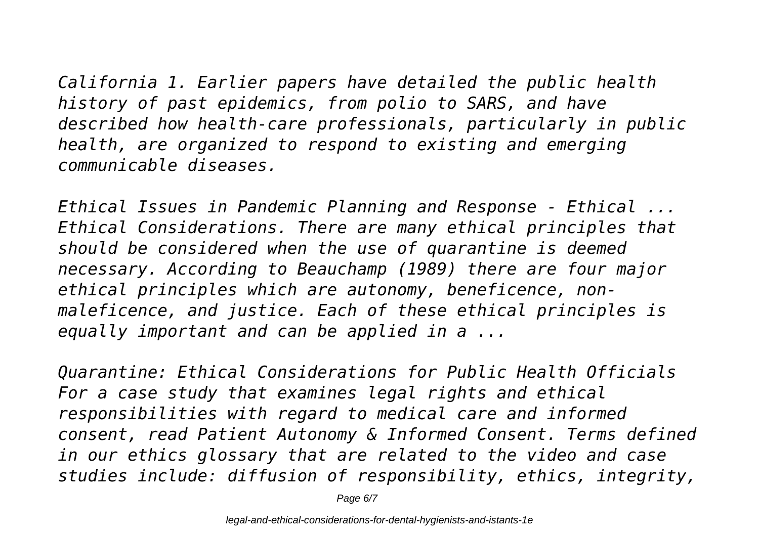*California 1. Earlier papers have detailed the public health history of past epidemics, from polio to SARS, and have described how health-care professionals, particularly in public health, are organized to respond to existing and emerging communicable diseases.*

*Ethical Issues in Pandemic Planning and Response - Ethical ...*
*Ethical Considerations. There are many ethical principles that should be considered when the use of quarantine is deemed necessary. According to Beauchamp (1989) there are four major ethical principles which are autonomy, beneficence, non-maleficence, and justice. Each of these ethical principles is equally important and can be applied in a ...*

*Quarantine: Ethical Considerations for Public Health Officials*
*For a case study that examines legal rights and ethical responsibilities with regard to medical care and informed consent, read Patient Autonomy & Informed Consent. Terms defined in our ethics glossary that are related to the video and case studies include: diffusion of responsibility, ethics, integrity,*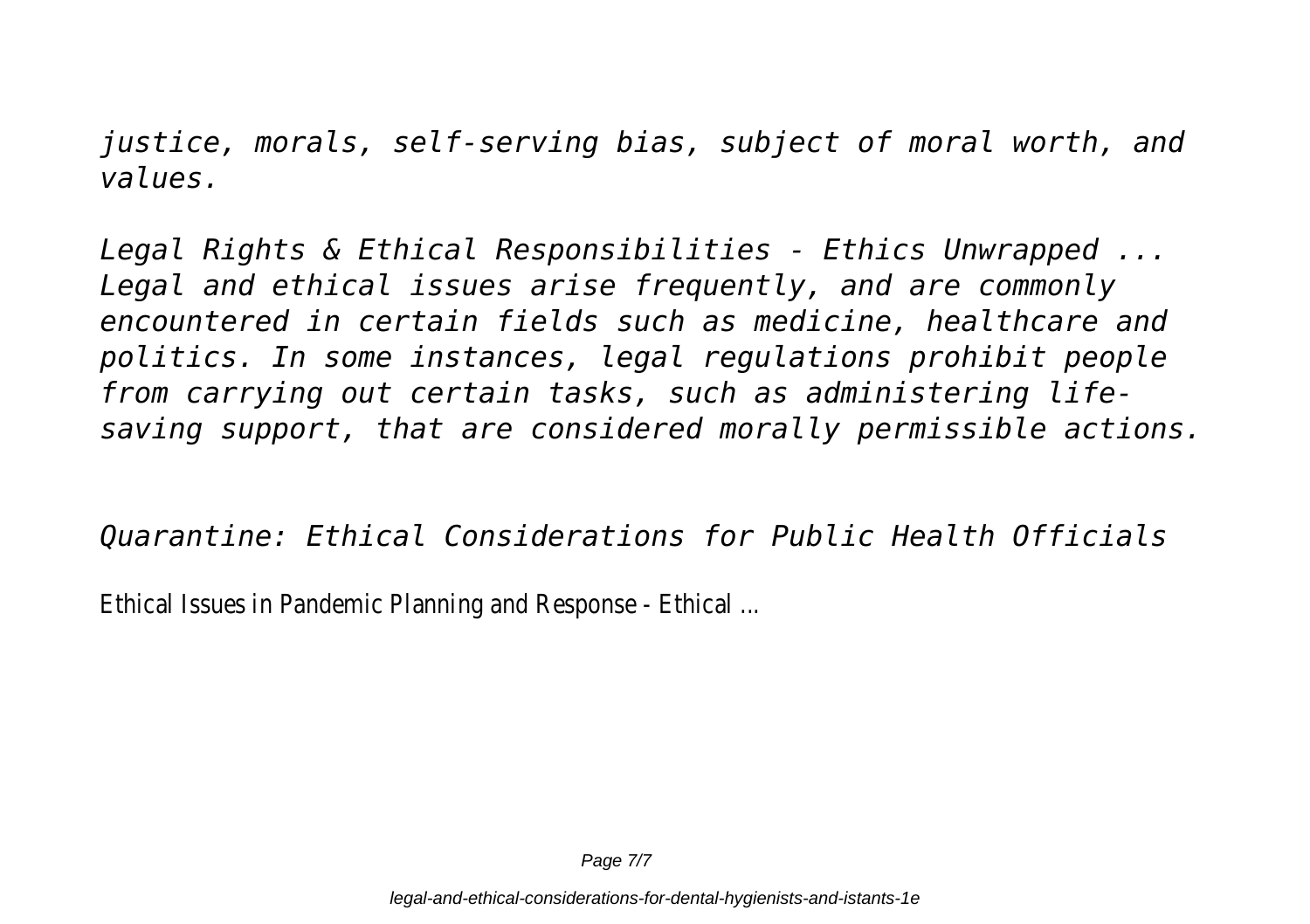*justice, morals, self-serving bias, subject of moral worth, and values.*

*Legal Rights & Ethical Responsibilities - Ethics Unwrapped ... Legal and ethical issues arise frequently, and are commonly encountered in certain fields such as medicine, healthcare and politics. In some instances, legal regulations prohibit people from carrying out certain tasks, such as administering life-saving support, that are considered morally permissible actions.*

*Quarantine: Ethical Considerations for Public Health Officials*

Ethical Issues in Pandemic Planning and Response - Ethical ...